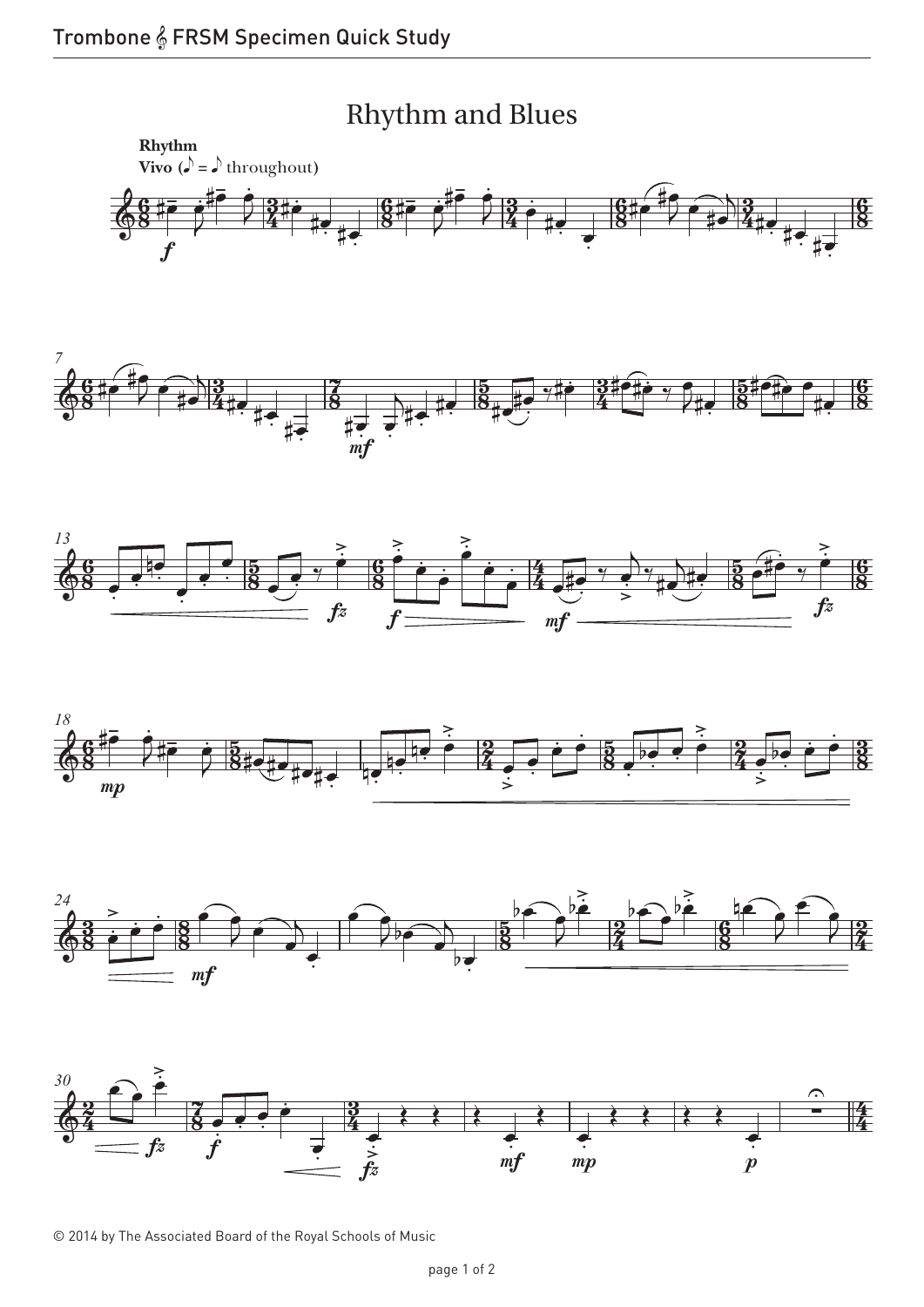# Rhythm and Blues

**Rhythm**
**Vivo** (♪ = ♪ throughout)

© 2014 by The Associated Board of the Royal Schools of Music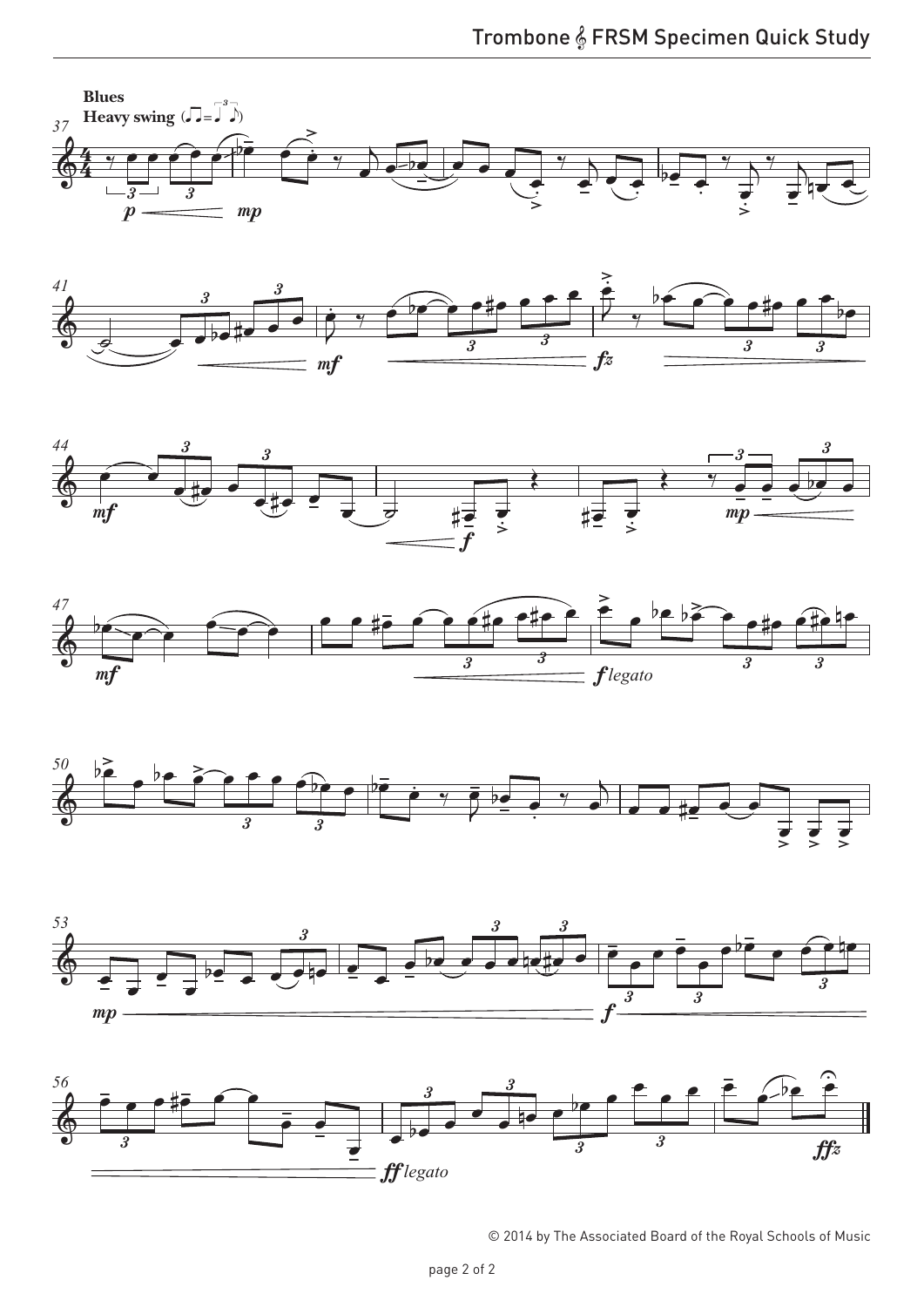**Blues**

**Heavy swing**

© 2014 by The Associated Board of the Royal Schools of Music